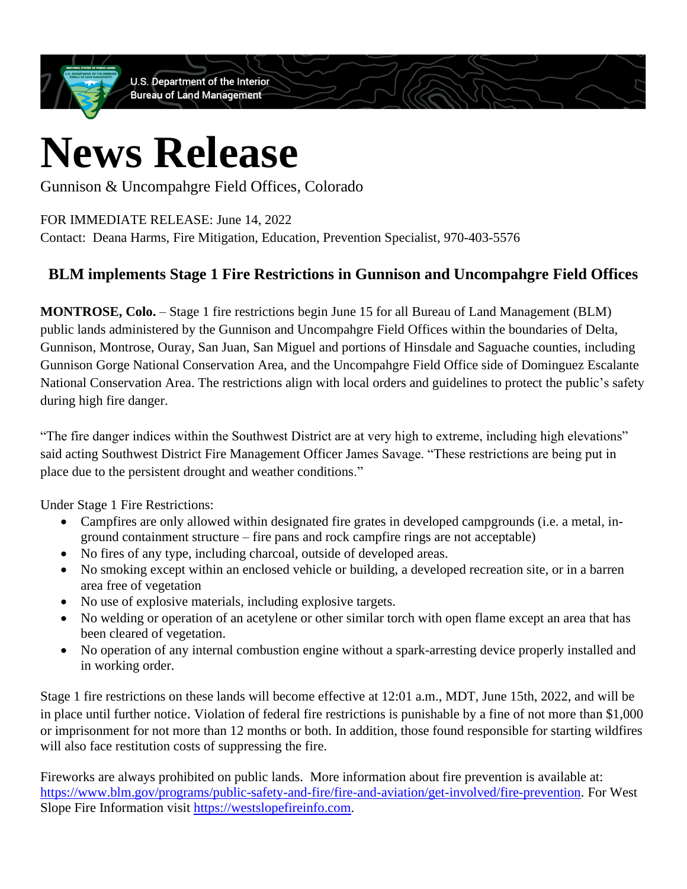U.S. Department of the Interior
Bureau of Land Management

# News Release

Gunnison & Uncompahgre Field Offices, Colorado

FOR IMMEDIATE RELEASE: June 14, 2022
Contact: Deana Harms, Fire Mitigation, Education, Prevention Specialist, 970-403-5576

## BLM implements Stage 1 Fire Restrictions in Gunnison and Uncompahgre Field Offices

**MONTROSE, Colo.** – Stage 1 fire restrictions begin June 15 for all Bureau of Land Management (BLM) public lands administered by the Gunnison and Uncompahgre Field Offices within the boundaries of Delta, Gunnison, Montrose, Ouray, San Juan, San Miguel and portions of Hinsdale and Saguache counties, including Gunnison Gorge National Conservation Area, and the Uncompahgre Field Office side of Dominguez Escalante National Conservation Area. The restrictions align with local orders and guidelines to protect the public's safety during high fire danger.

"The fire danger indices within the Southwest District are at very high to extreme, including high elevations" said acting Southwest District Fire Management Officer James Savage. "These restrictions are being put in place due to the persistent drought and weather conditions."

Under Stage 1 Fire Restrictions:

- Campfires are only allowed within designated fire grates in developed campgrounds (i.e. a metal, in-ground containment structure – fire pans and rock campfire rings are not acceptable)
- No fires of any type, including charcoal, outside of developed areas.
- No smoking except within an enclosed vehicle or building, a developed recreation site, or in a barren area free of vegetation
- No use of explosive materials, including explosive targets.
- No welding or operation of an acetylene or other similar torch with open flame except an area that has been cleared of vegetation.
- No operation of any internal combustion engine without a spark-arresting device properly installed and in working order.

Stage 1 fire restrictions on these lands will become effective at 12:01 a.m., MDT, June 15th, 2022, and will be in place until further notice. Violation of federal fire restrictions is punishable by a fine of not more than $1,000 or imprisonment for not more than 12 months or both. In addition, those found responsible for starting wildfires will also face restitution costs of suppressing the fire.

Fireworks are always prohibited on public lands. More information about fire prevention is available at: https://www.blm.gov/programs/public-safety-and-fire/fire-and-aviation/get-involved/fire-prevention. For West Slope Fire Information visit https://westslopefireinfo.com.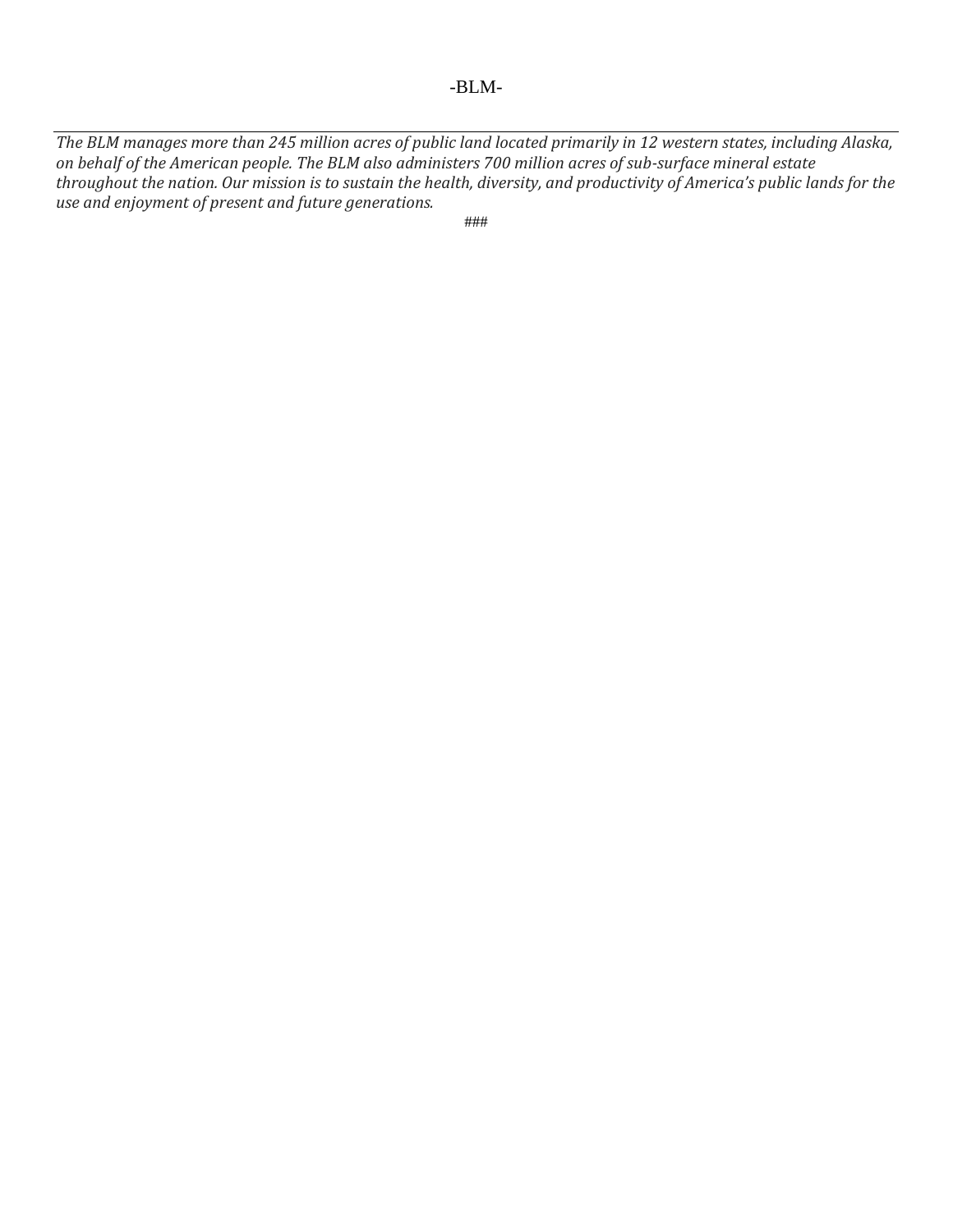-BLM-

---

*The BLM manages more than 245 million acres of public land located primarily in 12 western states, including Alaska, on behalf of the American people. The BLM also administers 700 million acres of sub-surface mineral estate throughout the nation. Our mission is to sustain the health, diversity, and productivity of America's public lands for the use and enjoyment of present and future generations.*

###